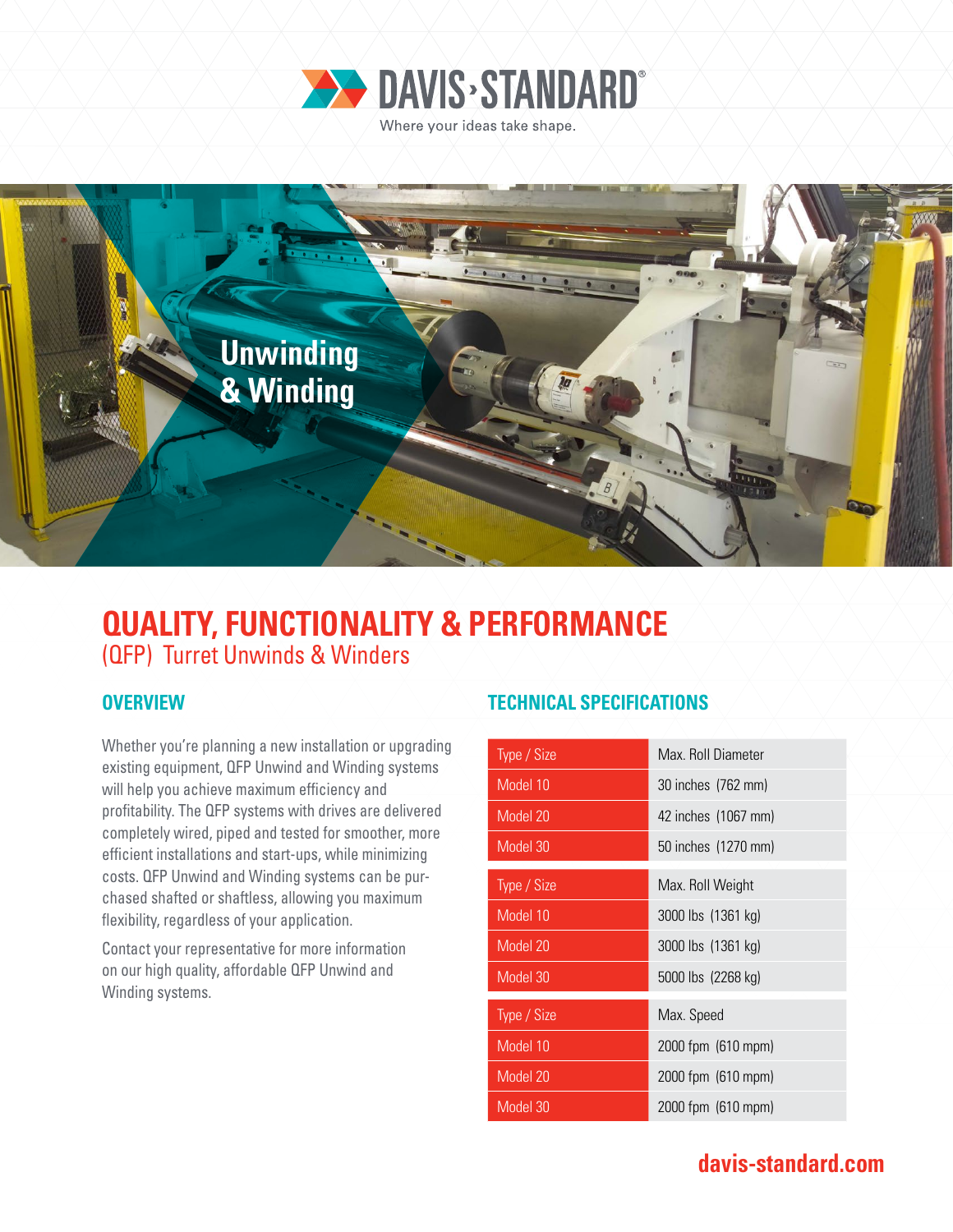DAVIS·STANDARD®

Where your ideas take shape.

Unwinding & Winding

# QUALITY, FUNCTIONALITY & PERFORMANCE

## (QFP) Turret Unwinds & Winders

### OVERVIEW

Whether you're planning a new installation or upgrading existing equipment, QFP Unwind and Winding systems will help you achieve maximum efficiency and profitability. The QFP systems with drives are delivered completely wired, piped and tested for smoother, more efficient installations and start-ups, while minimizing costs. QFP Unwind and Winding systems can be purchased shafted or shaftless, allowing you maximum flexibility, regardless of your application.

Contact your representative for more information on our high quality, affordable QFP Unwind and Winding systems.

### TECHNICAL SPECIFICATIONS

| Type / Size | Max. Roll Diameter |
|---|---|
| Model 10 | 30 inches (762 mm) |
| Model 20 | 42 inches (1067 mm) |
| Model 30 | 50 inches (1270 mm) |

| Type / Size | Max. Roll Weight |
|---|---|
| Model 10 | 3000 lbs (1361 kg) |
| Model 20 | 3000 lbs (1361 kg) |
| Model 30 | 5000 lbs (2268 kg) |

| Type / Size | Max. Speed |
|---|---|
| Model 10 | 2000 fpm (610 mpm) |
| Model 20 | 2000 fpm (610 mpm) |
| Model 30 | 2000 fpm (610 mpm) |

davis-standard.com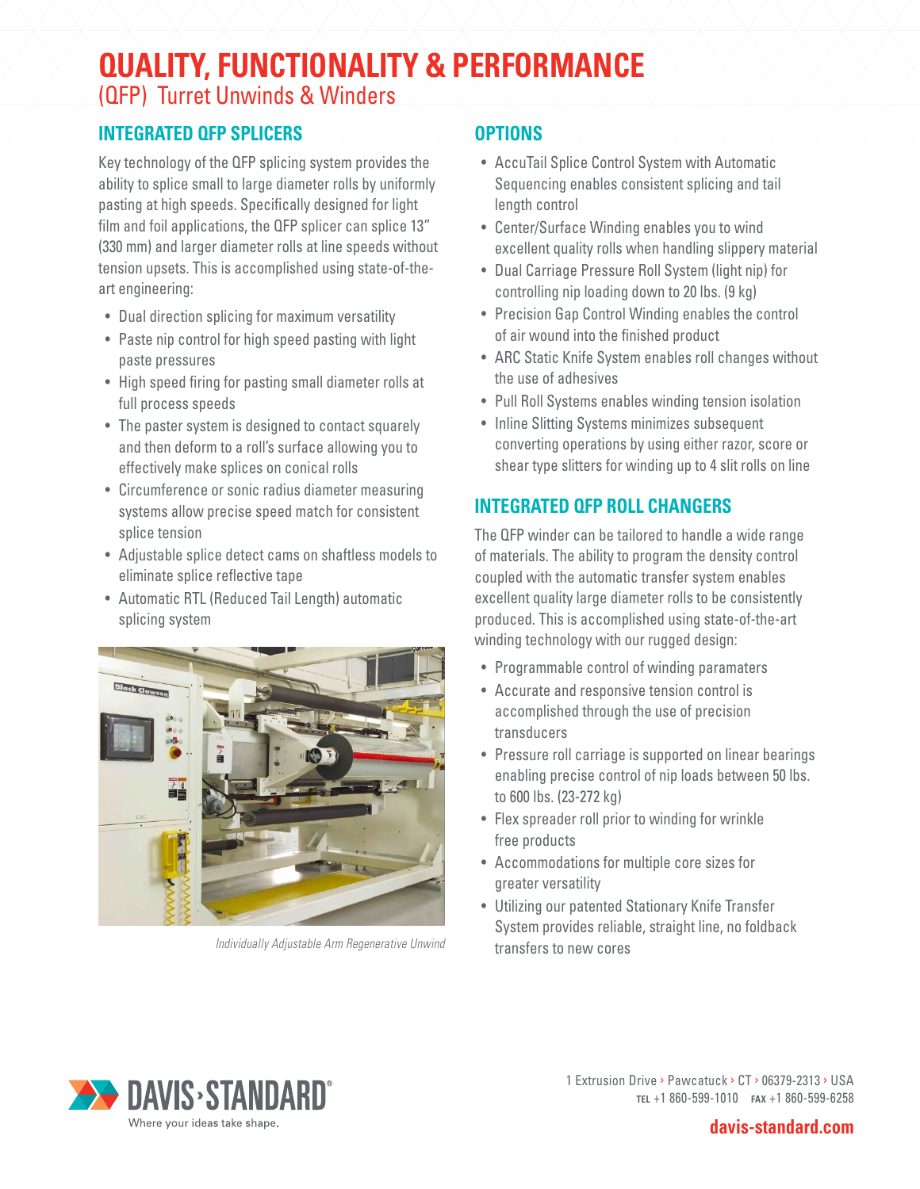# QUALITY, FUNCTIONALITY & PERFORMANCE

(QFP) Turret Unwinds & Winders

## INTEGRATED QFP SPLICERS

Key technology of the QFP splicing system provides the ability to splice small to large diameter rolls by uniformly pasting at high speeds. Specifically designed for light film and foil applications, the QFP splicer can splice 13" (330 mm) and larger diameter rolls at line speeds without tension upsets. This is accomplished using state-of-the-art engineering:

- Dual direction splicing for maximum versatility
- Paste nip control for high speed pasting with light paste pressures
- High speed firing for pasting small diameter rolls at full process speeds
- The paster system is designed to contact squarely and then deform to a roll's surface allowing you to effectively make splices on conical rolls
- Circumference or sonic radius diameter measuring systems allow precise speed match for consistent splice tension
- Adjustable splice detect cams on shaftless models to eliminate splice reflective tape
- Automatic RTL (Reduced Tail Length) automatic splicing system

*Individually Adjustable Arm Regenerative Unwind*

## OPTIONS

- AccuTail Splice Control System with Automatic Sequencing enables consistent splicing and tail length control
- Center/Surface Winding enables you to wind excellent quality rolls when handling slippery material
- Dual Carriage Pressure Roll System (light nip) for controlling nip loading down to 20 lbs. (9 kg)
- Precision Gap Control Winding enables the control of air wound into the finished product
- ARC Static Knife System enables roll changes without the use of adhesives
- Pull Roll Systems enables winding tension isolation
- Inline Slitting Systems minimizes subsequent converting operations by using either razor, score or shear type slitters for winding up to 4 slit rolls on line

## INTEGRATED QFP ROLL CHANGERS

The QFP winder can be tailored to handle a wide range of materials. The ability to program the density control coupled with the automatic transfer system enables excellent quality large diameter rolls to be consistently produced. This is accomplished using state-of-the-art winding technology with our rugged design:

- Programmable control of winding paramaters
- Accurate and responsive tension control is accomplished through the use of precision transducers
- Pressure roll carriage is supported on linear bearings enabling precise control of nip loads between 50 lbs. to 600 lbs. (23-272 kg)
- Flex spreader roll prior to winding for wrinkle free products
- Accommodations for multiple core sizes for greater versatility
- Utilizing our patented Stationary Knife Transfer System provides reliable, straight line, no foldback transfers to new cores

DAVIS·STANDARD®
Where your ideas take shape.

1 Extrusion Drive › Pawcatuck › CT › 06379-2313 › USA
TEL +1 860-599-1010 FAX +1 860-599-6258

davis-standard.com